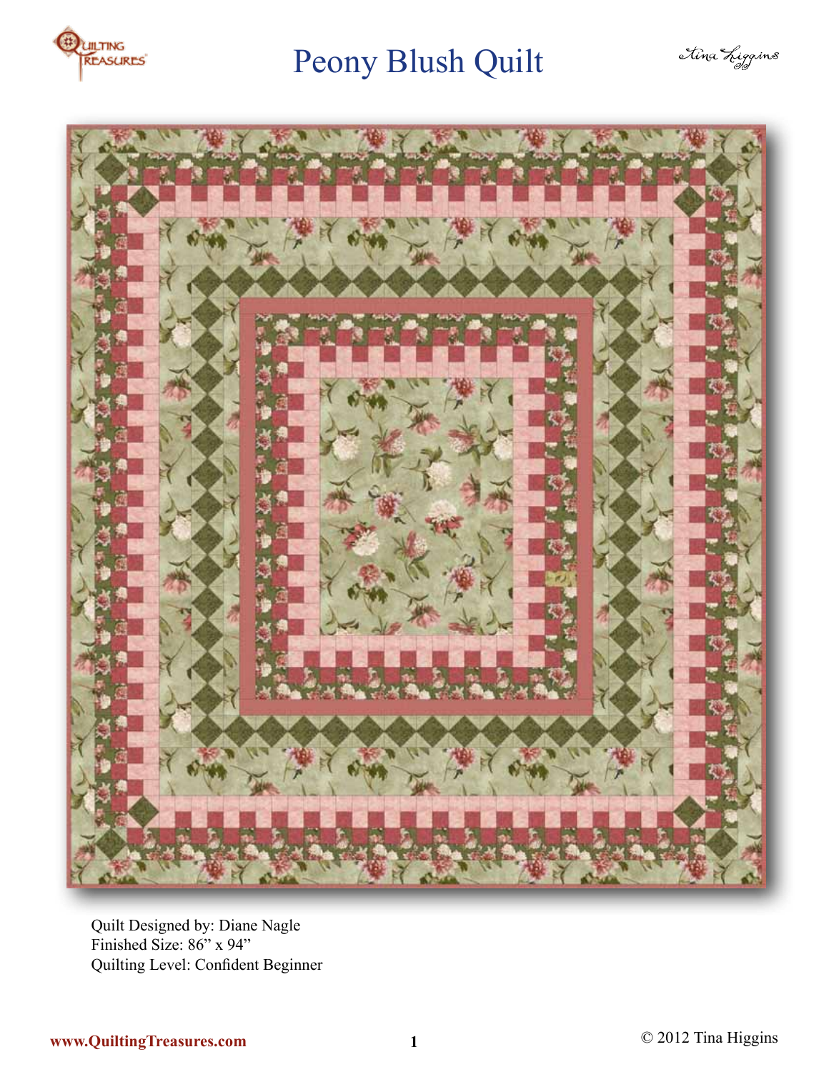# Peony Blush Quilt

Quilt Designed by: Diane Nagle
Finished Size: 86" x 94"
Quilting Level: Confident Beginner

www.QuiltingTreasures.com

© 2012 Tina Higgins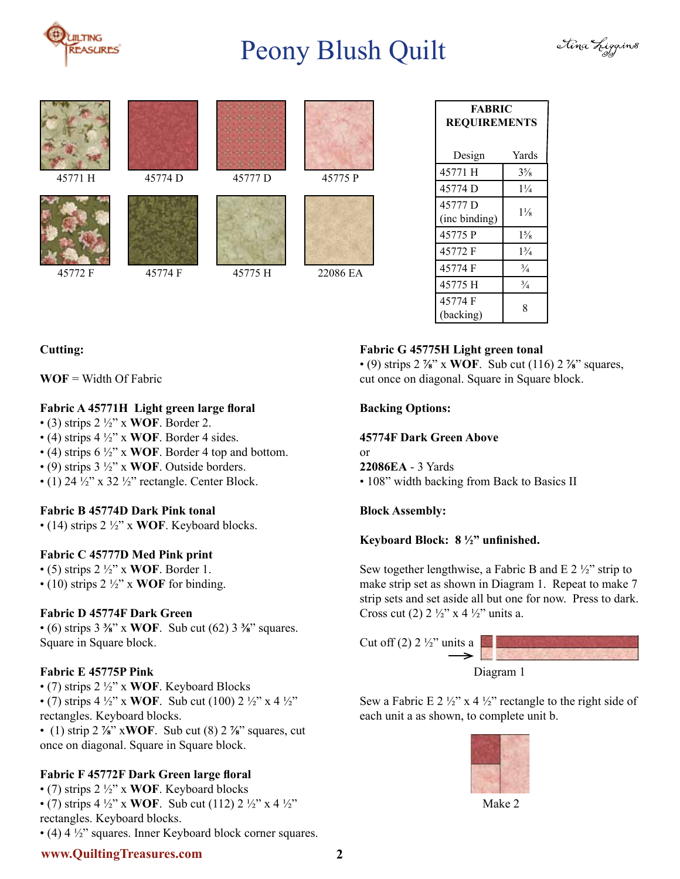# Peony Blush Quilt

45771 H

45774 D

45777 D

45775 P

45772 F

45774 F

45775 H

22086 EA

| FABRIC REQUIREMENTS | |
|---|---|
| Design | Yards |
| 45771 H | 3⅝ |
| 45774 D | 1¼ |
| 45777 D (inc binding) | 1⅛ |
| 45775 P | 1⅝ |
| 45772 F | 1¾ |
| 45774 F | ¾ |
| 45775 H | ¾ |
| 45774 F (backing) | 8 |

**Cutting:**

**WOF** = Width Of Fabric

**Fabric A 45771H Light green large floral**
- (3) strips 2 ½" x **WOF**. Border 2.
- (4) strips 4 ½" x **WOF**. Border 4 sides.
- (4) strips 6 ½" x **WOF**. Border 4 top and bottom.
- (9) strips 3 ½" x **WOF**. Outside borders.
- (1) 24 ½" x 32 ½" rectangle. Center Block.

**Fabric B 45774D Dark Pink tonal**
- (14) strips 2 ½" x **WOF**. Keyboard blocks.

**Fabric C 45777D Med Pink print**
- (5) strips 2 ½" x **WOF**. Border 1.
- (10) strips 2 ½" x **WOF** for binding.

**Fabric D 45774F Dark Green**
- (6) strips 3 ⅜" x **WOF**. Sub cut (62) 3 ⅜" squares. Square in Square block.

**Fabric E 45775P Pink**
- (7) strips 2 ½" x **WOF**. Keyboard Blocks
- (7) strips 4 ½" x **WOF**. Sub cut (100) 2 ½" x 4 ½" rectangles. Keyboard blocks.
- (1) strip 2 ⅞" x**WOF**. Sub cut (8) 2 ⅞" squares, cut once on diagonal. Square in Square block.

**Fabric F 45772F Dark Green large floral**
- (7) strips 2 ½" x **WOF**. Keyboard blocks
- (7) strips 4 ½" x **WOF**. Sub cut (112) 2 ½" x 4 ½" rectangles. Keyboard blocks.
- (4) 4 ½" squares. Inner Keyboard block corner squares.

**Fabric G 45775H Light green tonal**
- (9) strips 2 ⅞" x **WOF**. Sub cut (116) 2 ⅞" squares, cut once on diagonal. Square in Square block.

**Backing Options:**

**45774F Dark Green Above**

or

**22086EA** - 3 Yards
- 108" width backing from Back to Basics II

**Block Assembly:**

**Keyboard Block: 8 ½" unfinished.**

Sew together lengthwise, a Fabric B and E 2 ½" strip to make strip set as shown in Diagram 1. Repeat to make 7 strip sets and set aside all but one for now. Press to dark. Cross cut (2) 2 ½" x 4 ½" units a.

Cut off (2) 2 ½" units a

Diagram 1

Sew a Fabric E 2 ½" x 4 ½" rectangle to the right side of each unit a as shown, to complete unit b.

Make 2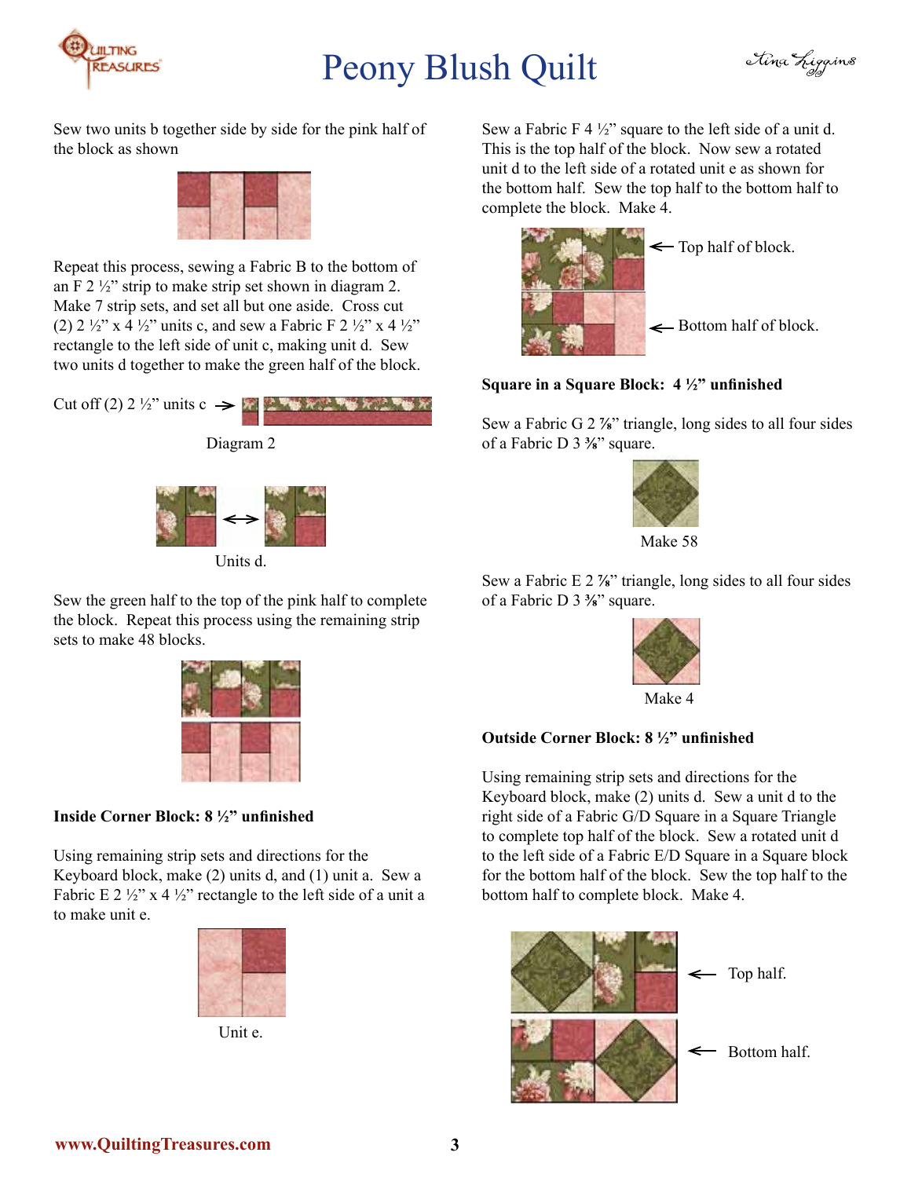Sew two units b together side by side for the pink half of the block as shown

Repeat this process, sewing a Fabric B to the bottom of an F 2 ½" strip to make strip set shown in diagram 2. Make 7 strip sets, and set all but one aside. Cross cut (2) 2 ½" x 4 ½" units c, and sew a Fabric F 2 ½" x 4 ½" rectangle to the left side of unit c, making unit d. Sew two units d together to make the green half of the block.

Cut off (2) 2 ½" units c →

Diagram 2

Units d.

Sew the green half to the top of the pink half to complete the block. Repeat this process using the remaining strip sets to make 48 blocks.

**Inside Corner Block: 8 ½" unfinished**

Using remaining strip sets and directions for the Keyboard block, make (2) units d, and (1) unit a. Sew a Fabric E 2 ½" x 4 ½" rectangle to the left side of a unit a to make unit e.

Unit e.

Sew a Fabric F 4 ½" square to the left side of a unit d. This is the top half of the block. Now sew a rotated unit d to the left side of a rotated unit e as shown for the bottom half. Sew the top half to the bottom half to complete the block. Make 4.

← Top half of block.

← Bottom half of block.

**Square in a Square Block: 4 ½" unfinished**

Sew a Fabric G 2 ⅞" triangle, long sides to all four sides of a Fabric D 3 ⅜" square.

Make 58

Sew a Fabric E 2 ⅞" triangle, long sides to all four sides of a Fabric D 3 ⅜" square.

Make 4

**Outside Corner Block: 8 ½" unfinished**

Using remaining strip sets and directions for the Keyboard block, make (2) units d. Sew a unit d to the right side of a Fabric G/D Square in a Square Triangle to complete top half of the block. Sew a rotated unit d to the left side of a Fabric E/D Square in a Square block for the bottom half of the block. Sew the top half to the bottom half to complete block. Make 4.

← Top half.

← Bottom half.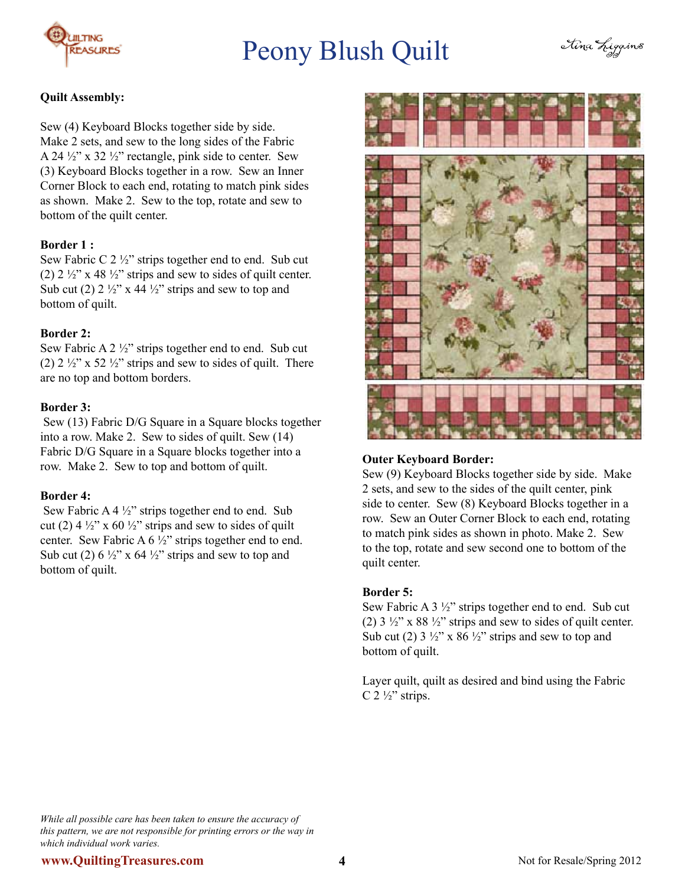# Peony Blush Quilt

**Quilt Assembly:**

Sew (4) Keyboard Blocks together side by side. Make 2 sets, and sew to the long sides of the Fabric A 24 ½" x 32 ½" rectangle, pink side to center. Sew (3) Keyboard Blocks together in a row. Sew an Inner Corner Block to each end, rotating to match pink sides as shown. Make 2. Sew to the top, rotate and sew to bottom of the quilt center.

**Border 1 :**
Sew Fabric C 2 ½" strips together end to end. Sub cut (2) 2 ½" x 48 ½" strips and sew to sides of quilt center. Sub cut (2) 2 ½" x 44 ½" strips and sew to top and bottom of quilt.

**Border 2:**
Sew Fabric A 2 ½" strips together end to end. Sub cut (2) 2 ½" x 52 ½" strips and sew to sides of quilt. There are no top and bottom borders.

**Border 3:**
Sew (13) Fabric D/G Square in a Square blocks together into a row. Make 2. Sew to sides of quilt. Sew (14) Fabric D/G Square in a Square blocks together into a row. Make 2. Sew to top and bottom of quilt.

**Border 4:**
Sew Fabric A 4 ½" strips together end to end. Sub cut (2) 4 ½" x 60 ½" strips and sew to sides of quilt center. Sew Fabric A 6 ½" strips together end to end. Sub cut (2) 6 ½" x 64 ½" strips and sew to top and bottom of quilt.

**Outer Keyboard Border:**
Sew (9) Keyboard Blocks together side by side. Make 2 sets, and sew to the sides of the quilt center, pink side to center. Sew (8) Keyboard Blocks together in a row. Sew an Outer Corner Block to each end, rotating to match pink sides as shown in photo. Make 2. Sew to the top, rotate and sew second one to bottom of the quilt center.

**Border 5:**
Sew Fabric A 3 ½" strips together end to end. Sub cut (2) 3 ½" x 88 ½" strips and sew to sides of quilt center. Sub cut (2) 3 ½" x 86 ½" strips and sew to top and bottom of quilt.

Layer quilt, quilt as desired and bind using the Fabric C 2 ½" strips.

*While all possible care has been taken to ensure the accuracy of this pattern, we are not responsible for printing errors or the way in which individual work varies.*

**www.QuiltingTreasures.com**

Not for Resale/Spring 2012